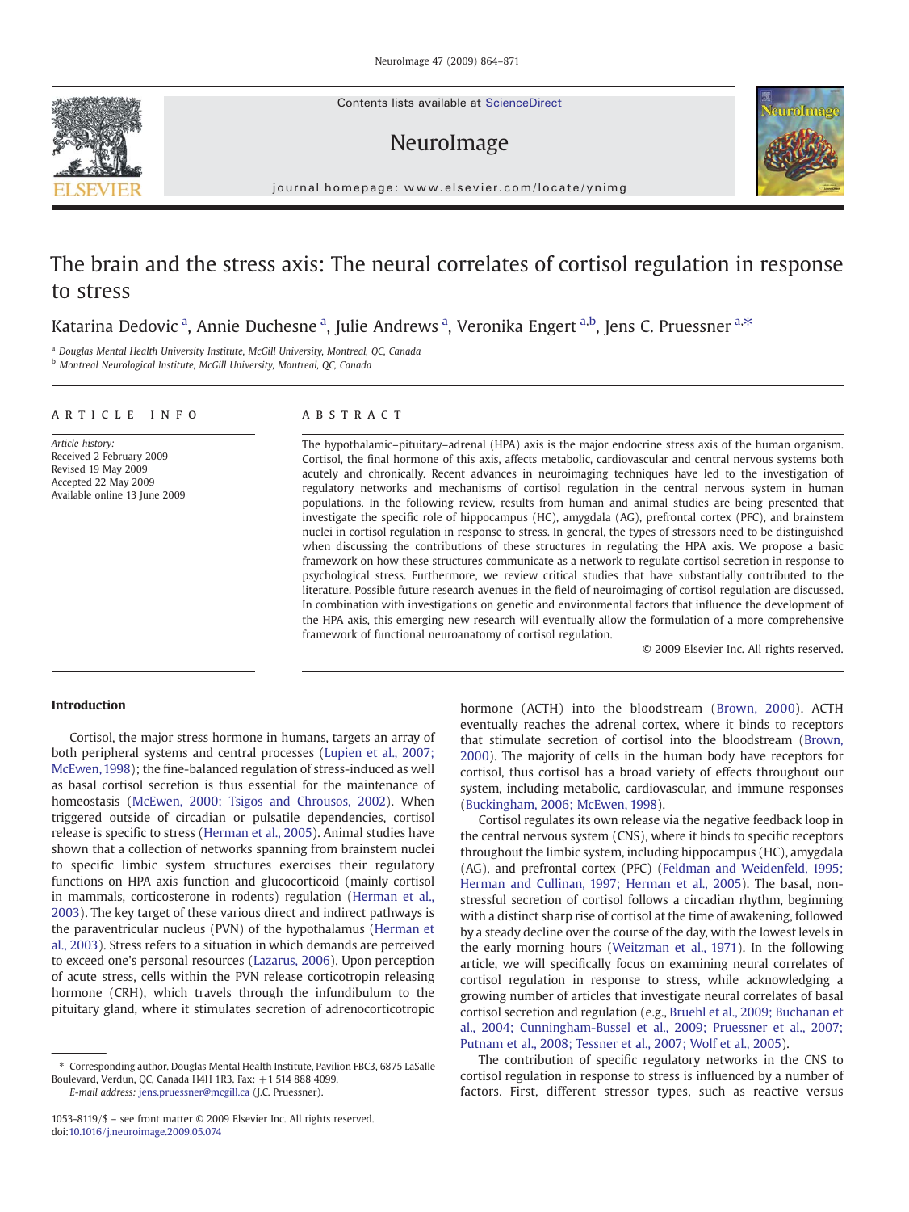# The brain and the stress axis: The neural correlates of cortisol regulation in response to stress

Katarina Dedovic [a], Annie Duchesne [a], Julie Andrews [a], Veronika Engert [a,b], Jens C. Pruessner [a,*]

[a] Douglas Mental Health University Institute, McGill University, Montreal, QC, Canada
[b] Montreal Neurological Institute, McGill University, Montreal, QC, Canada

## ARTICLE INFO

*Article history:*
Received 2 February 2009
Revised 19 May 2009
Accepted 22 May 2009
Available online 13 June 2009

## ABSTRACT

The hypothalamic–pituitary–adrenal (HPA) axis is the major endocrine stress axis of the human organism. Cortisol, the final hormone of this axis, affects metabolic, cardiovascular and central nervous systems both acutely and chronically. Recent advances in neuroimaging techniques have led to the investigation of regulatory networks and mechanisms of cortisol regulation in the central nervous system in human populations. In the following review, results from human and animal studies are being presented that investigate the specific role of hippocampus (HC), amygdala (AG), prefrontal cortex (PFC), and brainstem nuclei in cortisol regulation in response to stress. In general, the types of stressors need to be distinguished when discussing the contributions of these structures in regulating the HPA axis. We propose a basic framework on how these structures communicate as a network to regulate cortisol secretion in response to psychological stress. Furthermore, we review critical studies that have substantially contributed to the literature. Possible future research avenues in the field of neuroimaging of cortisol regulation are discussed. In combination with investigations on genetic and environmental factors that influence the development of the HPA axis, this emerging new research will eventually allow the formulation of a more comprehensive framework of functional neuroanatomy of cortisol regulation.

© 2009 Elsevier Inc. All rights reserved.

## Introduction

Cortisol, the major stress hormone in humans, targets an array of both peripheral systems and central processes (Lupien et al., 2007; McEwen, 1998); the fine-balanced regulation of stress-induced as well as basal cortisol secretion is thus essential for the maintenance of homeostasis (McEwen, 2000; Tsigos and Chrousos, 2002). When triggered outside of circadian or pulsatile dependencies, cortisol release is specific to stress (Herman et al., 2005). Animal studies have shown that a collection of networks spanning from brainstem nuclei to specific limbic system structures exercises their regulatory functions on HPA axis function and glucocorticoid (mainly cortisol in mammals, corticosterone in rodents) regulation (Herman et al., 2003). The key target of these various direct and indirect pathways is the paraventricular nucleus (PVN) of the hypothalamus (Herman et al., 2003). Stress refers to a situation in which demands are perceived to exceed one's personal resources (Lazarus, 2006). Upon perception of acute stress, cells within the PVN release corticotropin releasing hormone (CRH), which travels through the infundibulum to the pituitary gland, where it stimulates secretion of adrenocorticotropic hormone (ACTH) into the bloodstream (Brown, 2000). ACTH eventually reaches the adrenal cortex, where it binds to receptors that stimulate secretion of cortisol into the bloodstream (Brown, 2000). The majority of cells in the human body have receptors for cortisol, thus cortisol has a broad variety of effects throughout our system, including metabolic, cardiovascular, and immune responses (Buckingham, 2006; McEwen, 1998).

Cortisol regulates its own release via the negative feedback loop in the central nervous system (CNS), where it binds to specific receptors throughout the limbic system, including hippocampus (HC), amygdala (AG), and prefrontal cortex (PFC) (Feldman and Weidenfeld, 1995; Herman and Cullinan, 1997; Herman et al., 2005). The basal, non-stressful secretion of cortisol follows a circadian rhythm, beginning with a distinct sharp rise of cortisol at the time of awakening, followed by a steady decline over the course of the day, with the lowest levels in the early morning hours (Weitzman et al., 1971). In the following article, we will specifically focus on examining neural correlates of cortisol regulation in response to stress, while acknowledging a growing number of articles that investigate neural correlates of basal cortisol secretion and regulation (e.g., Bruehl et al., 2009; Buchanan et al., 2004; Cunningham-Bussel et al., 2009; Pruessner et al., 2007; Putnam et al., 2008; Tessner et al., 2007; Wolf et al., 2005).

The contribution of specific regulatory networks in the CNS to cortisol regulation in response to stress is influenced by a number of factors. First, different stressor types, such as reactive versus

\* Corresponding author. Douglas Mental Health Institute, Pavilion FBC3, 6875 LaSalle Boulevard, Verdun, QC, Canada H4H 1R3. Fax: +1 514 888 4099.
*E-mail address:* jens.pruessner@mcgill.ca (J.C. Pruessner).

1053-8119/$ – see front matter © 2009 Elsevier Inc. All rights reserved.
doi:10.1016/j.neuroimage.2009.05.074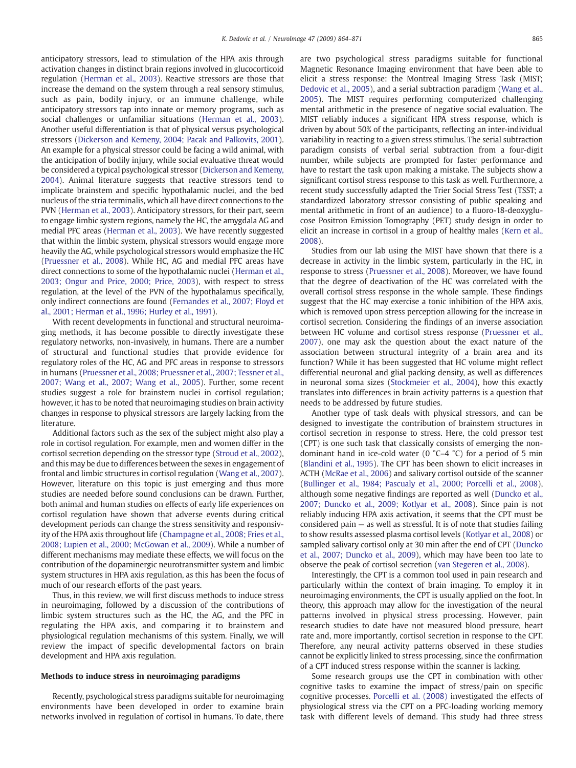anticipatory stressors, lead to stimulation of the HPA axis through activation changes in distinct brain regions involved in glucocorticoid regulation (Herman et al., 2003). Reactive stressors are those that increase the demand on the system through a real sensory stimulus, such as pain, bodily injury, or an immune challenge, while anticipatory stressors tap into innate or memory programs, such as social challenges or unfamiliar situations (Herman et al., 2003). Another useful differentiation is that of physical versus psychological stressors (Dickerson and Kemeny, 2004; Pacak and Palkovits, 2001). An example for a physical stressor could be facing a wild animal, with the anticipation of bodily injury, while social evaluative threat would be considered a typical psychological stressor (Dickerson and Kemeny, 2004). Animal literature suggests that reactive stressors tend to implicate brainstem and specific hypothalamic nuclei, and the bed nucleus of the stria terminalis, which all have direct connections to the PVN (Herman et al., 2003). Anticipatory stressors, for their part, seem to engage limbic system regions, namely the HC, the amygdala AG and medial PFC areas (Herman et al., 2003). We have recently suggested that within the limbic system, physical stressors would engage more heavily the AG, while psychological stressors would emphasize the HC (Pruessner et al., 2008). While HC, AG and medial PFC areas have direct connections to some of the hypothalamic nuclei (Herman et al., 2003; Ongur and Price, 2000; Price, 2003), with respect to stress regulation, at the level of the PVN of the hypothalamus specifically, only indirect connections are found (Fernandes et al., 2007; Floyd et al., 2001; Herman et al., 1996; Hurley et al., 1991).

With recent developments in functional and structural neuroimaging methods, it has become possible to directly investigate these regulatory networks, non-invasively, in humans. There are a number of structural and functional studies that provide evidence for regulatory roles of the HC, AG and PFC areas in response to stressors in humans (Pruessner et al., 2008; Pruessner et al., 2007; Tessner et al., 2007; Wang et al., 2007; Wang et al., 2005). Further, some recent studies suggest a role for brainstem nuclei in cortisol regulation; however, it has to be noted that neuroimaging studies on brain activity changes in response to physical stressors are largely lacking from the literature.

Additional factors such as the sex of the subject might also play a role in cortisol regulation. For example, men and women differ in the cortisol secretion depending on the stressor type (Stroud et al., 2002), and this may be due to differences between the sexes in engagement of frontal and limbic structures in cortisol regulation (Wang et al., 2007). However, literature on this topic is just emerging and thus more studies are needed before sound conclusions can be drawn. Further, both animal and human studies on effects of early life experiences on cortisol regulation have shown that adverse events during critical development periods can change the stress sensitivity and responsivity of the HPA axis throughout life (Champagne et al., 2008; Fries et al., 2008; Lupien et al., 2000; McGowan et al., 2009). While a number of different mechanisms may mediate these effects, we will focus on the contribution of the dopaminergic neurotransmitter system and limbic system structures in HPA axis regulation, as this has been the focus of much of our research efforts of the past years.

Thus, in this review, we will first discuss methods to induce stress in neuroimaging, followed by a discussion of the contributions of limbic system structures such as the HC, the AG, and the PFC in regulating the HPA axis, and comparing it to brainstem and physiological regulation mechanisms of this system. Finally, we will review the impact of specific developmental factors on brain development and HPA axis regulation.

## Methods to induce stress in neuroimaging paradigms

Recently, psychological stress paradigms suitable for neuroimaging environments have been developed in order to examine brain networks involved in regulation of cortisol in humans. To date, there are two psychological stress paradigms suitable for functional Magnetic Resonance Imaging environment that have been able to elicit a stress response: the Montreal Imaging Stress Task (MIST; Dedovic et al., 2005), and a serial subtraction paradigm (Wang et al., 2005). The MIST requires performing computerized challenging mental arithmetic in the presence of negative social evaluation. The MIST reliably induces a significant HPA stress response, which is driven by about 50% of the participants, reflecting an inter-individual variability in reacting to a given stress stimulus. The serial subtraction paradigm consists of verbal serial subtraction from a four-digit number, while subjects are prompted for faster performance and have to restart the task upon making a mistake. The subjects show a significant cortisol stress response to this task as well. Furthermore, a recent study successfully adapted the Trier Social Stress Test (TSST; a standardized laboratory stressor consisting of public speaking and mental arithmetic in front of an audience) to a fluoro-18-deoxyglucose Positron Emission Tomography (PET) study design in order to elicit an increase in cortisol in a group of healthy males (Kern et al., 2008).

Studies from our lab using the MIST have shown that there is a decrease in activity in the limbic system, particularly in the HC, in response to stress (Pruessner et al., 2008). Moreover, we have found that the degree of deactivation of the HC was correlated with the overall cortisol stress response in the whole sample. These findings suggest that the HC may exercise a tonic inhibition of the HPA axis, which is removed upon stress perception allowing for the increase in cortisol secretion. Considering the findings of an inverse association between HC volume and cortisol stress response (Pruessner et al., 2007), one may ask the question about the exact nature of the association between structural integrity of a brain area and its function? While it has been suggested that HC volume might reflect differential neuronal and glial packing density, as well as differences in neuronal soma sizes (Stockmeier et al., 2004), how this exactly translates into differences in brain activity patterns is a question that needs to be addressed by future studies.

Another type of task deals with physical stressors, and can be designed to investigate the contribution of brainstem structures in cortisol secretion in response to stress. Here, the cold pressor test (CPT) is one such task that classically consists of emerging the non-dominant hand in ice-cold water (0 °C–4 °C) for a period of 5 min (Blandini et al., 1995). The CPT has been shown to elicit increases in ACTH (McRae et al., 2006) and salivary cortisol outside of the scanner (Bullinger et al., 1984; Pascualy et al., 2000; Porcelli et al., 2008), although some negative findings are reported as well (Duncko et al., 2007; Duncko et al., 2009; Kotlyar et al., 2008). Since pain is not reliably inducing HPA axis activation, it seems that the CPT must be considered pain — as well as stressful. It is of note that studies failing to show results assessed plasma cortisol levels (Kotlyar et al., 2008) or sampled salivary cortisol only at 30 min after the end of CPT (Duncko et al., 2007; Duncko et al., 2009), which may have been too late to observe the peak of cortisol secretion (van Stegeren et al., 2008).

Interestingly, the CPT is a common tool used in pain research and particularly within the context of brain imaging. To employ it in neuroimaging environments, the CPT is usually applied on the foot. In theory, this approach may allow for the investigation of the neural patterns involved in physical stress processing. However, pain research studies to date have not measured blood pressure, heart rate and, more importantly, cortisol secretion in response to the CPT. Therefore, any neural activity patterns observed in these studies cannot be explicitly linked to stress processing, since the confirmation of a CPT induced stress response within the scanner is lacking.

Some research groups use the CPT in combination with other cognitive tasks to examine the impact of stress/pain on specific cognitive processes. Porcelli et al. (2008) investigated the effects of physiological stress via the CPT on a PFC-loading working memory task with different levels of demand. This study had three stress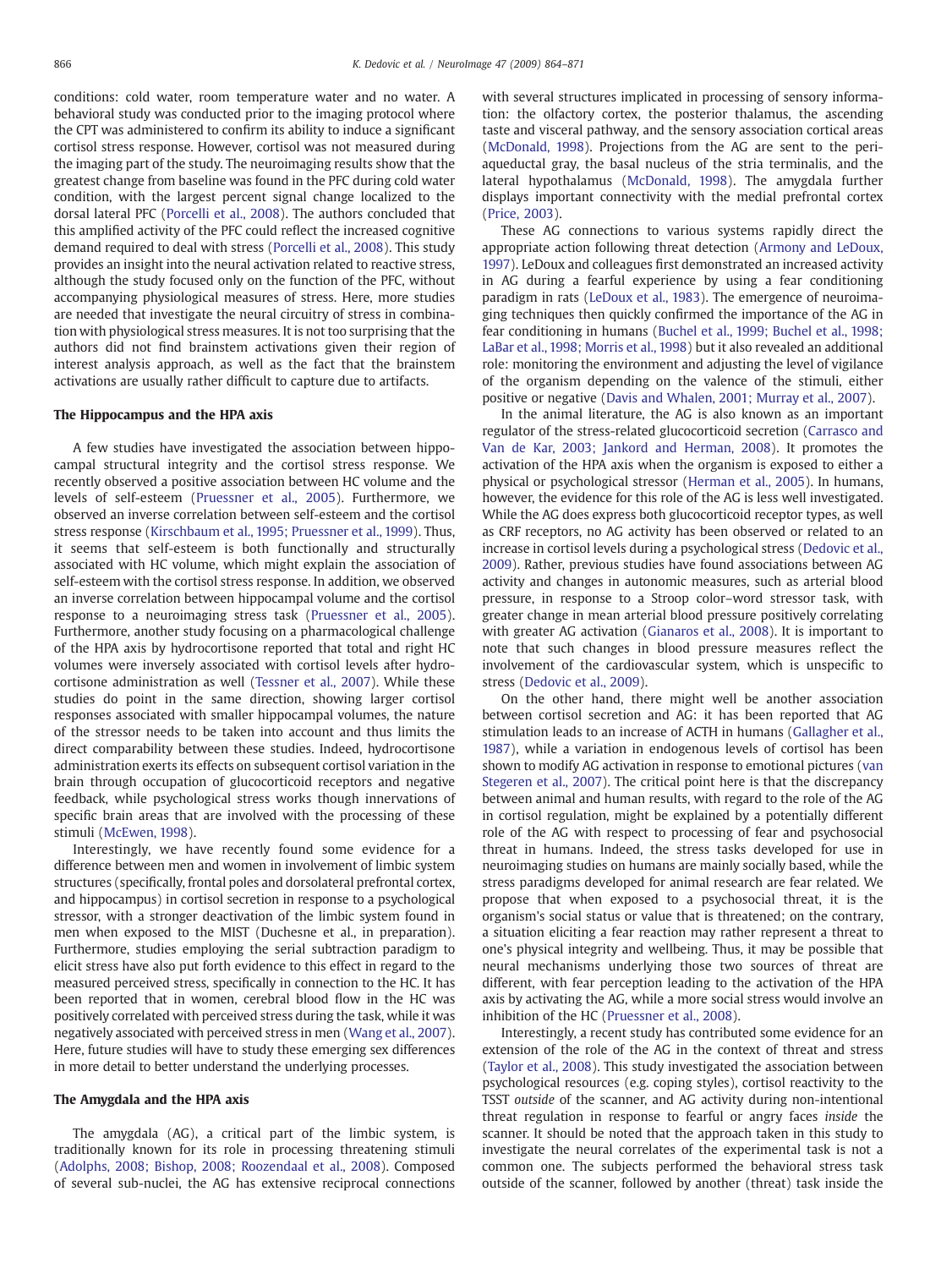conditions: cold water, room temperature water and no water. A behavioral study was conducted prior to the imaging protocol where the CPT was administered to confirm its ability to induce a significant cortisol stress response. However, cortisol was not measured during the imaging part of the study. The neuroimaging results show that the greatest change from baseline was found in the PFC during cold water condition, with the largest percent signal change localized to the dorsal lateral PFC (Porcelli et al., 2008). The authors concluded that this amplified activity of the PFC could reflect the increased cognitive demand required to deal with stress (Porcelli et al., 2008). This study provides an insight into the neural activation related to reactive stress, although the study focused only on the function of the PFC, without accompanying physiological measures of stress. Here, more studies are needed that investigate the neural circuitry of stress in combination with physiological stress measures. It is not too surprising that the authors did not find brainstem activations given their region of interest analysis approach, as well as the fact that the brainstem activations are usually rather difficult to capture due to artifacts.

## The Hippocampus and the HPA axis

A few studies have investigated the association between hippocampal structural integrity and the cortisol stress response. We recently observed a positive association between HC volume and the levels of self-esteem (Pruessner et al., 2005). Furthermore, we observed an inverse correlation between self-esteem and the cortisol stress response (Kirschbaum et al., 1995; Pruessner et al., 1999). Thus, it seems that self-esteem is both functionally and structurally associated with HC volume, which might explain the association of self-esteem with the cortisol stress response. In addition, we observed an inverse correlation between hippocampal volume and the cortisol response to a neuroimaging stress task (Pruessner et al., 2005). Furthermore, another study focusing on a pharmacological challenge of the HPA axis by hydrocortisone reported that total and right HC volumes were inversely associated with cortisol levels after hydrocortisone administration as well (Tessner et al., 2007). While these studies do point in the same direction, showing larger cortisol responses associated with smaller hippocampal volumes, the nature of the stressor needs to be taken into account and thus limits the direct comparability between these studies. Indeed, hydrocortisone administration exerts its effects on subsequent cortisol variation in the brain through occupation of glucocorticoid receptors and negative feedback, while psychological stress works though innervations of specific brain areas that are involved with the processing of these stimuli (McEwen, 1998).

Interestingly, we have recently found some evidence for a difference between men and women in involvement of limbic system structures (specifically, frontal poles and dorsolateral prefrontal cortex, and hippocampus) in cortisol secretion in response to a psychological stressor, with a stronger deactivation of the limbic system found in men when exposed to the MIST (Duchesne et al., in preparation). Furthermore, studies employing the serial subtraction paradigm to elicit stress have also put forth evidence to this effect in regard to the measured perceived stress, specifically in connection to the HC. It has been reported that in women, cerebral blood flow in the HC was positively correlated with perceived stress during the task, while it was negatively associated with perceived stress in men (Wang et al., 2007). Here, future studies will have to study these emerging sex differences in more detail to better understand the underlying processes.

## The Amygdala and the HPA axis

The amygdala (AG), a critical part of the limbic system, is traditionally known for its role in processing threatening stimuli (Adolphs, 2008; Bishop, 2008; Roozendaal et al., 2008). Composed of several sub-nuclei, the AG has extensive reciprocal connections with several structures implicated in processing of sensory information: the olfactory cortex, the posterior thalamus, the ascending taste and visceral pathway, and the sensory association cortical areas (McDonald, 1998). Projections from the AG are sent to the periaqueductal gray, the basal nucleus of the stria terminalis, and the lateral hypothalamus (McDonald, 1998). The amygdala further displays important connectivity with the medial prefrontal cortex (Price, 2003).

These AG connections to various systems rapidly direct the appropriate action following threat detection (Armony and LeDoux, 1997). LeDoux and colleagues first demonstrated an increased activity in AG during a fearful experience by using a fear conditioning paradigm in rats (LeDoux et al., 1983). The emergence of neuroimaging techniques then quickly confirmed the importance of the AG in fear conditioning in humans (Buchel et al., 1999; Buchel et al., 1998; LaBar et al., 1998; Morris et al., 1998) but it also revealed an additional role: monitoring the environment and adjusting the level of vigilance of the organism depending on the valence of the stimuli, either positive or negative (Davis and Whalen, 2001; Murray et al., 2007).

In the animal literature, the AG is also known as an important regulator of the stress-related glucocorticoid secretion (Carrasco and Van de Kar, 2003; Jankord and Herman, 2008). It promotes the activation of the HPA axis when the organism is exposed to either a physical or psychological stressor (Herman et al., 2005). In humans, however, the evidence for this role of the AG is less well investigated. While the AG does express both glucocorticoid receptor types, as well as CRF receptors, no AG activity has been observed or related to an increase in cortisol levels during a psychological stressor (Dedovic et al., 2009). Rather, previous studies have found associations between AG activity and changes in autonomic measures, such as arterial blood pressure, in response to a Stroop color–word stressor task, with greater change in mean arterial blood pressure positively correlating with greater AG activation (Gianaros et al., 2008). It is important to note that such changes in blood pressure measures reflect the involvement of the cardiovascular system, which is unspecific to stress (Dedovic et al., 2009).

On the other hand, there might well be another association between cortisol secretion and AG: it has been reported that AG stimulation leads to an increase of ACTH in humans (Gallagher et al., 1987), while a variation in endogenous levels of cortisol has been shown to modify AG activation in response to emotional pictures (van Stegeren et al., 2007). The critical point here is that the discrepancy between animal and human results, with regard to the role of the AG in cortisol regulation, might be explained by a potentially different role of the AG with respect to processing of fear and psychosocial threat in humans. Indeed, the stress tasks developed for use in neuroimaging studies on humans are mainly socially based, while the stress paradigms developed for animal research are fear related. We propose that when exposed to a psychosocial threat, it is the organism's social status or value that is threatened; on the contrary, a situation eliciting a fear reaction may rather represent a threat to one's physical integrity and wellbeing. Thus, it may be possible that neural mechanisms underlying those two sources of threat are different, with fear perception leading to the activation of the HPA axis by activating the AG, while a more social stress would involve an inhibition of the HC (Pruessner et al., 2008).

Interestingly, a recent study has contributed some evidence for an extension of the role of the AG in the context of threat and stress (Taylor et al., 2008). This study investigated the association between psychological resources (e.g. coping styles), cortisol reactivity to the TSST *outside* of the scanner, and AG activity during non-intentional threat regulation in response to fearful or angry faces *inside* the scanner. It should be noted that the approach taken in this study to investigate the neural correlates of the experimental task is not a common one. The subjects performed the behavioral stress task outside of the scanner, followed by another (threat) task inside the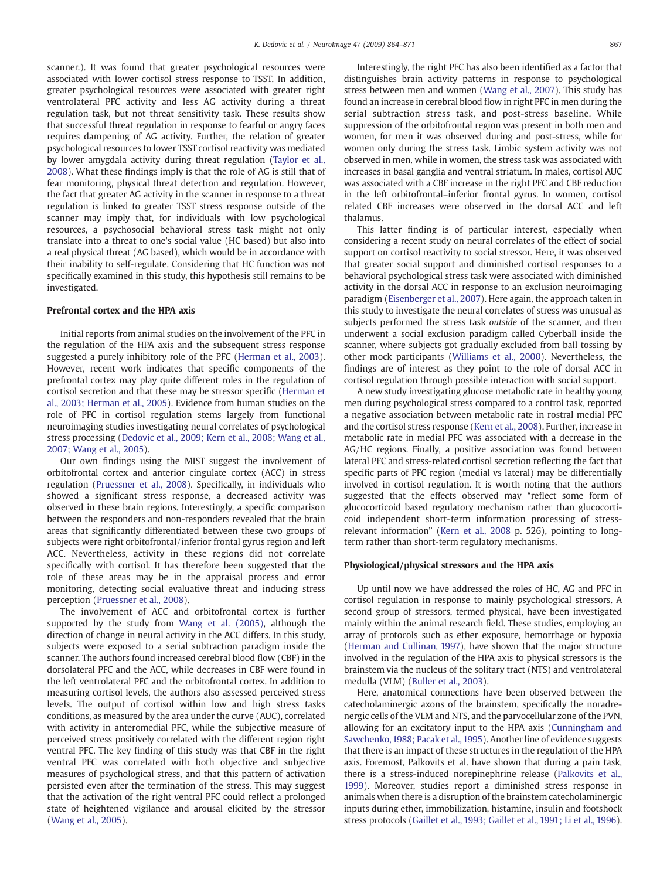scanner.). It was found that greater psychological resources were associated with lower cortisol stress response to TSST. In addition, greater psychological resources were associated with greater right ventrolateral PFC activity and less AG activity during a threat regulation task, but not threat sensitivity task. These results show that successful threat regulation in response to fearful or angry faces requires dampening of AG activity. Further, the relation of greater psychological resources to lower TSST cortisol reactivity was mediated by lower amygdala activity during threat regulation (Taylor et al., 2008). What these findings imply is that the role of AG is still that of fear monitoring, physical threat detection and regulation. However, the fact that greater AG activity in the scanner in response to a threat regulation is linked to greater TSST stress response outside of the scanner may imply that, for individuals with low psychological resources, a psychosocial behavioral stress task might not only translate into a threat to one's social value (HC based) but also into a real physical threat (AG based), which would be in accordance with their inability to self-regulate. Considering that HC function was not specifically examined in this study, this hypothesis still remains to be investigated.

## Prefrontal cortex and the HPA axis

Initial reports from animal studies on the involvement of the PFC in the regulation of the HPA axis and the subsequent stress response suggested a purely inhibitory role of the PFC (Herman et al., 2003). However, recent work indicates that specific components of the prefrontal cortex may play quite different roles in the regulation of cortisol secretion and that these may be stressor specific (Herman et al., 2003; Herman et al., 2005). Evidence from human studies on the role of PFC in cortisol regulation stems largely from functional neuroimaging studies investigating neural correlates of psychological stress processing (Dedovic et al., 2009; Kern et al., 2008; Wang et al., 2007; Wang et al., 2005).

Our own findings using the MIST suggest the involvement of orbitofrontal cortex and anterior cingulate cortex (ACC) in stress regulation (Pruessner et al., 2008). Specifically, in individuals who showed a significant stress response, a decreased activity was observed in these brain regions. Interestingly, a specific comparison between the responders and non-responders revealed that the brain areas that significantly differentiated between these two groups of subjects were right orbitofrontal/inferior frontal gyrus region and left ACC. Nevertheless, activity in these regions did not correlate specifically with cortisol. It has therefore been suggested that the role of these areas may be in the appraisal process and error monitoring, detecting social evaluative threat and inducing stress perception (Pruessner et al., 2008).

The involvement of ACC and orbitofrontal cortex is further supported by the study from Wang et al. (2005), although the direction of change in neural activity in the ACC differs. In this study, subjects were exposed to a serial subtraction paradigm inside the scanner. The authors found increased cerebral blood flow (CBF) in the dorsolateral PFC and the ACC, while decreases in CBF were found in the left ventrolateral PFC and the orbitofrontal cortex. In addition to measuring cortisol levels, the authors also assessed perceived stress levels. The output of cortisol within low and high stress tasks conditions, as measured by the area under the curve (AUC), correlated with activity in anteromedial PFC, while the subjective measure of perceived stress positively correlated with the different region right ventral PFC. The key finding of this study was that CBF in the right ventral PFC was correlated with both objective and subjective measures of psychological stress, and that this pattern of activation persisted even after the termination of the stress. This may suggest that the activation of the right ventral PFC could reflect a prolonged state of heightened vigilance and arousal elicited by the stressor (Wang et al., 2005).

Interestingly, the right PFC has also been identified as a factor that distinguishes brain activity patterns in response to psychological stress between men and women (Wang et al., 2007). This study has found an increase in cerebral blood flow in right PFC in men during the serial subtraction stress task, and post-stress baseline. While suppression of the orbitofrontal region was present in both men and women, for men it was observed during and post-stress, while for women only during the stress task. Limbic system activity was not observed in men, while in women, the stress task was associated with increases in basal ganglia and ventral striatum. In males, cortisol AUC was associated with a CBF increase in the right PFC and CBF reduction in the left orbitofrontal–inferior frontal gyrus. In women, cortisol related CBF increases were observed in the dorsal ACC and left thalamus.

This latter finding is of particular interest, especially when considering a recent study on neural correlates of the effect of social support on cortisol reactivity to social stressor. Here, it was observed that greater social support and diminished cortisol responses to a behavioral psychological stress task were associated with diminished activity in the dorsal ACC in response to an exclusion neuroimaging paradigm (Eisenberger et al., 2007). Here again, the approach taken in this study to investigate the neural correlates of stress was unusual as subjects performed the stress task *outside* of the scanner, and then underwent a social exclusion paradigm called Cyberball inside the scanner, where subjects got gradually excluded from ball tossing by other mock participants (Williams et al., 2000). Nevertheless, the findings are of interest as they point to the role of dorsal ACC in cortisol regulation through possible interaction with social support.

A new study investigating glucose metabolic rate in healthy young men during psychological stress compared to a control task, reported a negative association between metabolic rate in rostral medial PFC and the cortisol stress response (Kern et al., 2008). Further, increase in metabolic rate in medial PFC was associated with a decrease in the AG/HC regions. Finally, a positive association was found between lateral PFC and stress-related cortisol secretion reflecting the fact that specific parts of PFC region (medial vs lateral) may be differentially involved in cortisol regulation. It is worth noting that the authors suggested that the effects observed may "reflect some form of glucocorticoid based regulatory mechanism rather than glucocorticoid independent short-term information processing of stress-relevant information" (Kern et al., 2008 p. 526), pointing to long-term rather than short-term regulatory mechanisms.

## Physiological/physical stressors and the HPA axis

Up until now we have addressed the roles of HC, AG and PFC in cortisol regulation in response to mainly psychological stressors. A second group of stressors, termed physical, have been investigated mainly within the animal research field. These studies, employing an array of protocols such as ether exposure, hemorrhage or hypoxia (Herman and Cullinan, 1997), have shown that the major structure involved in the regulation of the HPA axis to physical stressors is the brainstem via the nucleus of the solitary tract (NTS) and ventrolateral medulla (VLM) (Buller et al., 2003).

Here, anatomical connections have been observed between the catecholaminergic axons of the brainstem, specifically the noradrenergic cells of the VLM and NTS, and the parvocellular zone of the PVN, allowing for an excitatory input to the HPA axis (Cunningham and Sawchenko, 1988; Pacak et al., 1995). Another line of evidence suggests that there is an impact of these structures in the regulation of the HPA axis. Foremost, Palkovits et al. have shown that during a pain task, there is a stress-induced norepinephrine release (Palkovits et al., 1999). Moreover, studies report a diminished stress response in animals when there is a disruption of the brainstem catecholaminergic inputs during ether, immobilization, histamine, insulin and footshock stress protocols (Gaillet et al., 1993; Gaillet et al., 1991; Li et al., 1996).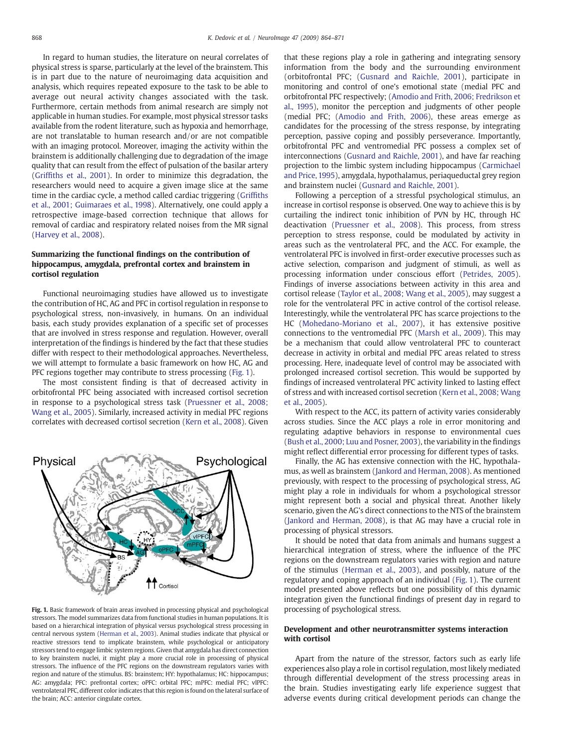In regard to human studies, the literature on neural correlates of physical stress is sparse, particularly at the level of the brainstem. This is in part due to the nature of neuroimaging data acquisition and analysis, which requires repeated exposure to the task to be able to average out neural activity changes associated with the task. Furthermore, certain methods from animal research are simply not applicable in human studies. For example, most physical stressor tasks available from the rodent literature, such as hypoxia and hemorrhage, are not translatable to human research and/or are not compatible with an imaging protocol. Moreover, imaging the activity within the brainstem is additionally challenging due to degradation of the image quality that can result from the effect of pulsation of the basilar artery (Griffiths et al., 2001). In order to minimize this degradation, the researchers would need to acquire a given image slice at the same time in the cardiac cycle, a method called cardiac triggering (Griffiths et al., 2001; Guimaraes et al., 1998). Alternatively, one could apply a retrospective image-based correction technique that allows for removal of cardiac and respiratory related noises from the MR signal (Harvey et al., 2008).

## Summarizing the functional findings on the contribution of hippocampus, amygdala, prefrontal cortex and brainstem in cortisol regulation

Functional neuroimaging studies have allowed us to investigate the contribution of HC, AG and PFC in cortisol regulation in response to psychological stress, non-invasively, in humans. On an individual basis, each study provides explanation of a specific set of processes that are involved in stress response and regulation. However, overall interpretation of the findings is hindered by the fact that these studies differ with respect to their methodological approaches. Nevertheless, we will attempt to formulate a basic framework on how HC, AG and PFC regions together may contribute to stress processing (Fig. 1).

The most consistent finding is that of decreased activity in orbitofrontal PFC being associated with increased cortisol secretion in response to a psychological stress task (Pruessner et al., 2008; Wang et al., 2005). Similarly, increased activity in medial PFC regions correlates with decreased cortisol secretion (Kern et al., 2008). Given that these regions play a role in gathering and integrating sensory information from the body and the surrounding environment (orbitofrontal PFC; (Gusnard and Raichle, 2001), participate in monitoring and control of one's emotional state (medial PFC and orbitofrontal PFC respectively; (Amodio and Frith, 2006; Fredrikson et al., 1995), monitor the perception and judgments of other people (medial PFC; (Amodio and Frith, 2006), these areas emerge as candidates for the processing of the stress response, by integrating perception, passive coping and possibly perseverance. Importantly, orbitofrontal PFC and ventromedial PFC possess a complex set of interconnections (Gusnard and Raichle, 2001), and have far reaching projection to the limbic system including hippocampus (Carmichael and Price, 1995), amygdala, hypothalamus, periaqueductal grey region and brainstem nuclei (Gusnard and Raichle, 2001).

Fig. 1. Basic framework of brain areas involved in processing physical and psychological stressors. The model summarizes data from functional studies in human populations. It is based on a hierarchical integration of physical versus psychological stress processing in central nervous system (Herman et al., 2003). Animal studies indicate that physical or reactive stressors tend to implicate brainstem, while psychological or anticipatory stressors tend to engage limbic system regions. Given that amygdala has direct connection to key brainstem nuclei, it might play a more crucial role in processing of physical stressors. The influence of the PFC regions on the downstream regulators varies with region and nature of the stimulus. BS: brainstem; HY: hypothalamus; HC: hippocampus; AG: amygdala; PFC: prefrontal cortex; oPFC: orbital PFC; mPFC: medial PFC; vlPFC: ventrolateral PFC, different color indicates that this region is found on the lateral surface of the brain; ACC: anterior cingulate cortex.

Following a perception of a stressful psychological stimulus, an increase in cortisol response is observed. One way to achieve this is by curtailing the indirect tonic inhibition of PVN by HC, through HC deactivation (Pruessner et al., 2008). This process, from stress perception to stress response, could be modulated by activity in areas such as the ventrolateral PFC, and the ACC. For example, the ventrolateral PFC is involved in first-order executive processes such as active selection, comparison and judgment of stimuli, as well as processing information under conscious effort (Petrides, 2005). Findings of inverse associations between activity in this area and cortisol release (Taylor et al., 2008; Wang et al., 2005), may suggest a role for the ventrolateral PFC in active control of the cortisol release. Interestingly, while the ventrolateral PFC has scarce projections to the HC (Mohedano-Moriano et al., 2007), it has extensive positive connections to the ventromedial PFC (Marsh et al., 2009). This may be a mechanism that could allow ventrolateral PFC to counteract decrease in activity in orbital and medial PFC areas related to stress processing. Here, inadequate level of control may be associated with prolonged increased cortisol secretion. This would be supported by findings of increased ventrolateral PFC activity linked to lasting effect of stress and with increased cortisol secretion (Kern et al., 2008; Wang et al., 2005).

With respect to the ACC, its pattern of activity varies considerably across studies. Since the ACC plays a role in error monitoring and regulating adaptive behaviors in response to environmental cues (Bush et al., 2000; Luu and Posner, 2003), the variability in the findings might reflect differential error processing for different types of tasks.

Finally, the AG has extensive connection with the HC, hypothalamus, as well as brainstem (Jankord and Herman, 2008). As mentioned previously, with respect to the processing of psychological stress, AG might play a role in individuals for whom a psychological stressor might represent both a social and physical threat. Another likely scenario, given the AG's direct connections to the NTS of the brainstem (Jankord and Herman, 2008), is that AG may have a crucial role in processing of physical stressors.

It should be noted that data from animals and humans suggest a hierarchical integration of stress, where the influence of the PFC regions on the downstream regulators varies with region and nature of the stimulus (Herman et al., 2003), and possibly, nature of the regulatory and coping approach of an individual (Fig. 1). The current model presented above reflects but one possibility of this dynamic integration given the functional findings of present day in regard to processing of psychological stress.

## Development and other neurotransmitter systems interaction with cortisol

Apart from the nature of the stressor, factors such as early life experiences also play a role in cortisol regulation, most likely mediated through differential development of the stress processing areas in the brain. Studies investigating early life experience suggest that adverse events during critical development periods can change the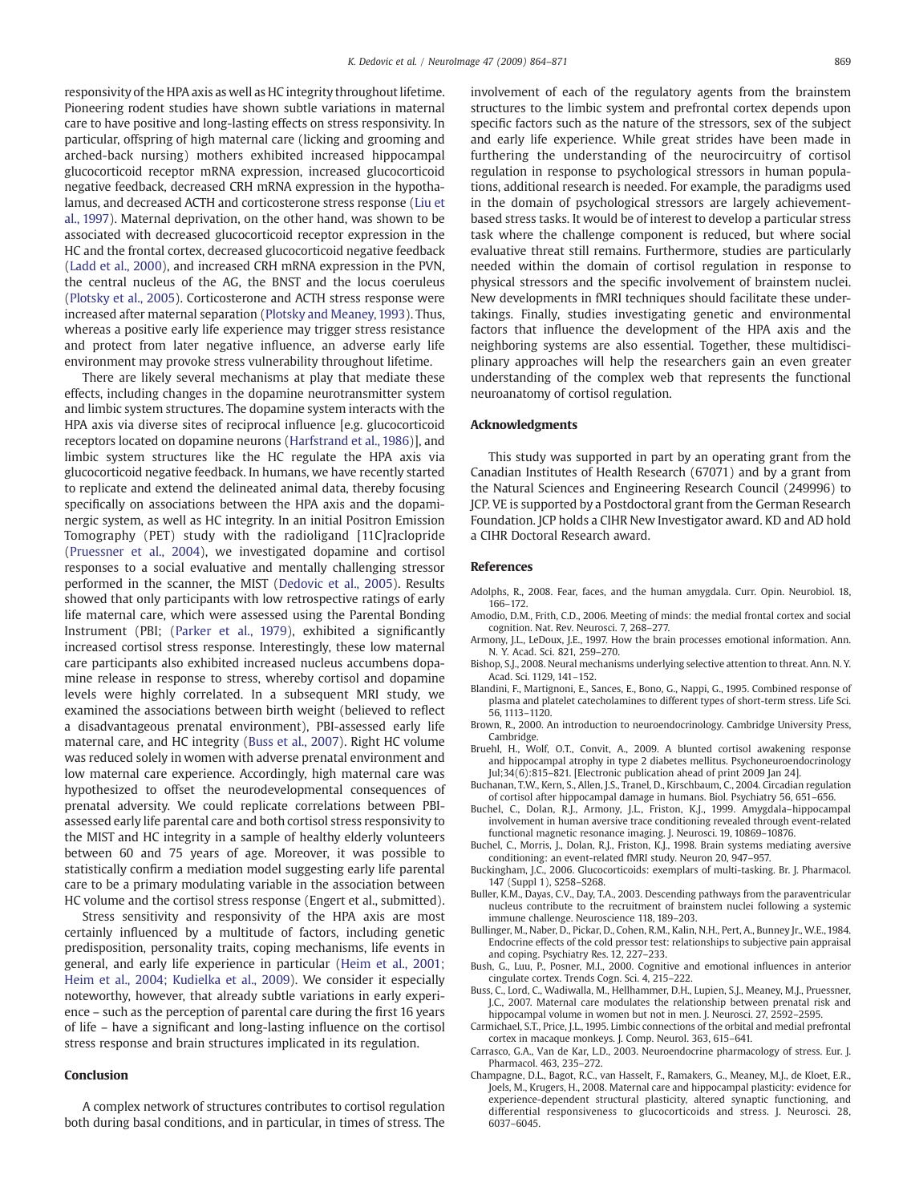responsivity of the HPA axis as well as HC integrity throughout lifetime. Pioneering rodent studies have shown subtle variations in maternal care to have positive and long-lasting effects on stress responsivity. In particular, offspring of high maternal care (licking and grooming and arched-back nursing) mothers exhibited increased hippocampal glucocorticoid receptor mRNA expression, increased glucocorticoid negative feedback, decreased CRH mRNA expression in the hypothalamus, and decreased ACTH and corticosterone stress response (Liu et al., 1997). Maternal deprivation, on the other hand, was shown to be associated with decreased glucocorticoid receptor expression in the HC and the frontal cortex, decreased glucocorticoid negative feedback (Ladd et al., 2000), and increased CRH mRNA expression in the PVN, the central nucleus of the AG, the BNST and the locus coeruleus (Plotsky et al., 2005). Corticosterone and ACTH stress response were increased after maternal separation (Plotsky and Meaney, 1993). Thus, whereas a positive early life experience may trigger stress resistance and protect from later negative influence, an adverse early life environment may provoke stress vulnerability throughout lifetime.

There are likely several mechanisms at play that mediate these effects, including changes in the dopamine neurotransmitter system and limbic system structures. The dopamine system interacts with the HPA axis via diverse sites of reciprocal influence [e.g. glucocorticoid receptors located on dopamine neurons (Harfstrand et al., 1986)], and limbic system structures like the HC regulate the HPA axis via glucocorticoid negative feedback. In humans, we have recently started to replicate and extend the delineated animal data, thereby focusing specifically on associations between the HPA axis and the dopaminergic system, as well as HC integrity. In an initial Positron Emission Tomography (PET) study with the radioligand [11C]raclopride (Pruessner et al., 2004), we investigated dopamine and cortisol responses to a social evaluative and mentally challenging stressor performed in the scanner, the MIST (Dedovic et al., 2005). Results showed that only participants with low retrospective ratings of early life maternal care, which were assessed using the Parental Bonding Instrument (PBI; (Parker et al., 1979), exhibited a significantly increased cortisol stress response. Interestingly, these low maternal care participants also exhibited increased nucleus accumbens dopamine release in response to stress, whereby cortisol and dopamine levels were highly correlated. In a subsequent MRI study, we examined the associations between birth weight (believed to reflect a disadvantageous prenatal environment), PBI-assessed early life maternal care, and HC integrity (Buss et al., 2007). Right HC volume was reduced solely in women with adverse prenatal environment and low maternal care experience. Accordingly, high maternal care was hypothesized to offset the neurodevelopmental consequences of prenatal adversity. We could replicate correlations between PBI-assessed early life parental care and both cortisol stress responsivity to the MIST and HC integrity in a sample of healthy elderly volunteers between 60 and 75 years of age. Moreover, it was possible to statistically confirm a mediation model suggesting early life parental care to be a primary modulating variable in the association between HC volume and the cortisol stress response (Engert et al., submitted).

Stress sensitivity and responsivity of the HPA axis are most certainly influenced by a multitude of factors, including genetic predisposition, personality traits, coping mechanisms, life events in general, and early life experience in particular (Heim et al., 2001; Heim et al., 2004; Kudielka et al., 2009). We consider it especially noteworthy, however, that already subtle variations in early experience – such as the perception of parental care during the first 16 years of life – have a significant and long-lasting influence on the cortisol stress response and brain structures implicated in its regulation.

## Conclusion

A complex network of structures contributes to cortisol regulation both during basal conditions, and in particular, in times of stress. The involvement of each of the regulatory agents from the brainstem structures to the limbic system and prefrontal cortex depends upon specific factors such as the nature of the stressors, sex of the subject and early life experience. While great strides have been made in furthering the understanding of the neurocircuitry of cortisol regulation in response to psychological stressors in human populations, additional research is needed. For example, the paradigms used in the domain of psychological stressors are largely achievement-based stress tasks. It would be of interest to develop a particular stress task where the challenge component is reduced, but where social evaluative threat still remains. Furthermore, studies are particularly needed within the domain of cortisol regulation in response to physical stressors and the specific involvement of brainstem nuclei. New developments in fMRI techniques should facilitate these undertakings. Finally, studies investigating genetic and environmental factors that influence the development of the HPA axis and the neighboring systems are also essential. Together, these multidisciplinary approaches will help the researchers gain an even greater understanding of the complex web that represents the functional neuroanatomy of cortisol regulation.

## Acknowledgments

This study was supported in part by an operating grant from the Canadian Institutes of Health Research (67071) and by a grant from the Natural Sciences and Engineering Research Council (249996) to JCP. VE is supported by a Postdoctoral grant from the German Research Foundation. JCP holds a CIHR New Investigator award. KD and AD hold a CIHR Doctoral Research award.

## References

Adolphs, R., 2008. Fear, faces, and the human amygdala. Curr. Opin. Neurobiol. 18, 166–172.

Amodio, D.M., Frith, C.D., 2006. Meeting of minds: the medial frontal cortex and social cognition. Nat. Rev. Neurosci. 7, 268–277.

Armony, J.L., LeDoux, J.E., 1997. How the brain processes emotional information. Ann. N. Y. Acad. Sci. 821, 259–270.

Bishop, S.J., 2008. Neural mechanisms underlying selective attention to threat. Ann. N. Y. Acad. Sci. 1129, 141–152.

Blandini, F., Martignoni, E., Sances, E., Bono, G., Nappi, G., 1995. Combined response of plasma and platelet catecholamines to different types of short-term stress. Life Sci. 56, 1113–1120.

Brown, R., 2000. An introduction to neuroendocrinology. Cambridge University Press, Cambridge.

Bruehl, H., Wolf, O.T., Convit, A., 2009. A blunted cortisol awakening response and hippocampal atrophy in type 2 diabetes mellitus. Psychoneuroendocrinology Jul;34(6):815–821. [Electronic publication ahead of print 2009 Jan 24].

Buchanan, T.W., Kern, S., Allen, J.S., Tranel, D., Kirschbaum, C., 2004. Circadian regulation of cortisol after hippocampal damage in humans. Biol. Psychiatry 56, 651–656.

Buchel, C., Dolan, R.J., Armony, J.L., Friston, K.J., 1999. Amygdala–hippocampal involvement in human aversive trace conditioning revealed through event-related functional magnetic resonance imaging. J. Neurosci. 19, 10869–10876.

Buchel, C., Morris, J., Dolan, R.J., Friston, K.J., 1998. Brain systems mediating aversive conditioning: an event-related fMRI study. Neuron 20, 947–957.

Buckingham, J.C., 2006. Glucocorticoids: exemplars of multi-tasking. Br. J. Pharmacol. 147 (Suppl 1), S258–S268.

Buller, K.M., Dayas, C.V., Day, T.A., 2003. Descending pathways from the paraventricular nucleus contribute to the recruitment of brainstem nuclei following a systemic immune challenge. Neuroscience 118, 189–203.

Bullinger, M., Naber, D., Pickar, D., Cohen, R.M., Kalin, N.H., Pert, A., Bunney Jr., W.E., 1984. Endocrine effects of the cold pressor test: relationships to subjective pain appraisal and coping. Psychiatry Res. 12, 227–233.

Bush, G., Luu, P., Posner, M.I., 2000. Cognitive and emotional influences in anterior cingulate cortex. Trends Cogn. Sci. 4, 215–222.

Buss, C., Lord, C., Wadiwalla, M., Hellhammer, D.H., Lupien, S.J., Meaney, M.J., Pruessner, J.C., 2007. Maternal care modulates the relationship between prenatal risk and hippocampal volume in women but not in men. J. Neurosci. 27, 2592–2595.

Carmichael, S.T., Price, J.L., 1995. Limbic connections of the orbital and medial prefrontal cortex in macaque monkeys. J. Comp. Neurol. 363, 615–641.

Carrasco, G.A., Van de Kar, L.D., 2003. Neuroendocrine pharmacology of stress. Eur. J. Pharmacol. 463, 235–272.

Champagne, D.L., Bagot, R.C., van Hasselt, F., Ramakers, G., Meaney, M.J., de Kloet, E.R., Joels, M., Krugers, H., 2008. Maternal care and hippocampal plasticity: evidence for experience-dependent structural plasticity, altered synaptic functioning, and differential responsiveness to glucocorticoids and stress. J. Neurosci. 28, 6037–6045.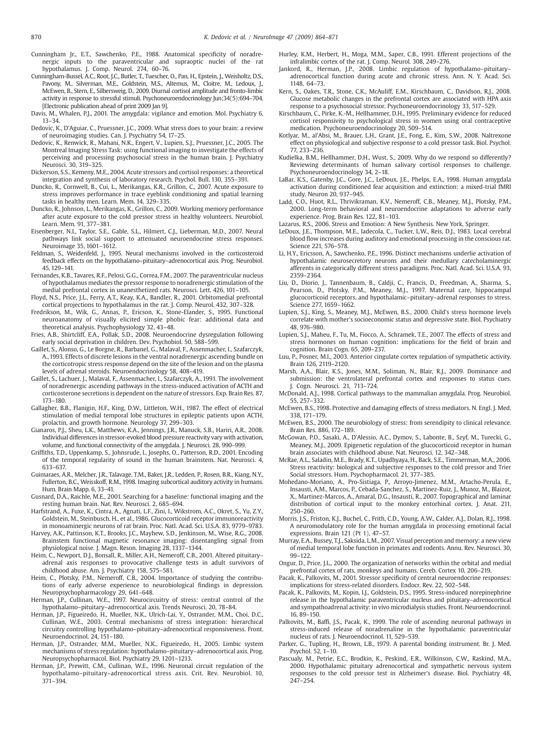Cunningham Jr., E.T., Sawchenko, P.E., 1988. Anatomical specificity of noradrenergic inputs to the paraventricular and supraoptic nuclei of the rat hypothalamus. J. Comp. Neurol. 274, 60–76.

Cunningham-Bussel, A.C., Root, J.C., Butler, T., Tuescher, O., Pan, H., Epstein, J., Weisholtz, D.S., Pavony, M., Silverman, M.E., Goldstein, M.S., Altemus, M., Cloitre, M., Ledoux, J., McEwen, B., Stern, E., Silbersweig, D., 2009. Diurnal cortisol amplitude and fronto-limbic activity in response to stressful stimuli. Psychoneuroendocrinology Jun;34(5):694–704. [Electronic publication ahead of print 2009 Jan 9].

Davis, M., Whalen, P.J., 2001. The amygdala: vigilance and emotion. Mol. Psychiatry 6, 13–34.

Dedovic, K., D'Aguiar, C., Pruessner, J.C., 2009. What stress does to your brain: a review of neuroimaging studies. Can. J. Psychiatry 54, 17–25.

Dedovic, K., Renwick, R., Mahani, N.K., Engert, V., Lupien, S.J., Pruessner, J.C., 2005. The Montreal Imaging Stress Task: using functional imaging to investigate the effects of perceiving and processing psychosocial stress in the human brain. J. Psychiatry Neurosci. 30, 319–325.

Dickerson, S.S., Kemeny, M.E., 2004. Acute stressors and cortisol responses: a theoretical integration and synthesis of laboratory research. Psychol. Bull. 130, 355–391.

Duncko, R., Cornwell, B., Cui, L., Merikangas, K.R., Grillon, C., 2007. Acute exposure to stress improves performance in trace eyeblink conditioning and spatial learning tasks in healthy men. Learn. Mem. 14, 329–335.

Duncko, R., Johnson, L., Merikangas, K., Grillon, C., 2009. Working memory performance after acute exposure to the cold pressor stress in healthy volunteers. Neurobiol. Learn. Mem. 91, 377–381.

Eisenberger, N.I., Taylor, S.E., Gable, S.L., Hilmert, C.J., Lieberman, M.D., 2007. Neural pathways link social support to attenuated neuroendocrine stress responses. Neuroimage 35, 1601–1612.

Feldman, S., Weidenfeld, J., 1995. Neural mechanisms involved in the corticosteroid feedback effects on the hypothalamo–pituitary–adrenocortical axis. Prog. Neurobiol. 45, 129–141.

Fernandes, K.B., Tavares, R.F., Pelosi, G.G., Correa, F.M., 2007. The paraventricular nucleus of hypothalamus mediates the pressor response to noradrenergic stimulation of the medial prefrontal cortex in unanesthetized rats. Neurosci. Lett. 426, 101–105.

Floyd, N.S., Price, J.L., Ferry, A.T., Keay, K.A., Bandler, R., 2001. Orbitomedial prefrontal cortical projections to hypothalamus in the rat. J. Comp. Neurol. 432, 307–328.

Fredrikson, M., Wik, G., Annas, P., Ericson, K., Stone-Elander, S., 1995. Functional neuroanatomy of visually elicited simple phobic fear: additional data and theoretical analysis. Psychophysiology 32, 43–48.

Fries, A.B., Shirtcliff, E.A., Pollak, S.D., 2008. Neuroendocrine dysregulation following early social deprivation in children. Dev. Psychobiol. 50, 588–599.

Gaillet, S., Alonso, G., Le Borgne, R., Barbanel, G., Malaval, F., Assenmacher, I., Szafarczyk, A., 1993. Effects of discrete lesions in the ventral noradrenergic ascending bundle on the corticotropic stress response depend on the site of the lesion and on the plasma levels of adrenal steroids. Neuroendocrinology 58, 408–419.

Gaillet, S., Lachuer, J., Malaval, F., Assenmacher, I., Szafarczyk, A., 1991. The involvement of noradrenergic ascending pathways in the stress-induced activation of ACTH and corticosterone secretions is dependent on the nature of stressors. Exp. Brain Res. 87, 173–180.

Gallagher, B.B., Flanigin, H.F., King, D.W., Littleton, W.H., 1987. The effect of electrical stimulation of medial temporal lobe structures in epileptic patients upon ACTH, prolactin, and growth hormone. Neurology 37, 299–303.

Gianaros, P.J., Sheu, L.K., Matthews, K.A., Jennings, J.R., Manuck, S.B., Hariri, A.R., 2008. Individual differences in stressor-evoked blood pressure reactivity vary with activation, volume, and functional connectivity of the amygdala. J. Neurosci. 28, 990–999.

Griffiths, T.D., Uppenkamp, S., Johnsrude, I., Josephs, O., Patterson, R.D., 2001. Encoding of the temporal regularity of sound in the human brainstem. Nat. Neurosci. 4, 633–637.

Guimaraes, A.R., Melcher, J.R., Talavage, T.M., Baker, J.R., Ledden, P., Rosen, B.R., Kiang, N.Y., Fullerton, B.C., Weisskoff, R.M., 1998. Imaging subcortical auditory activity in humans. Hum. Brain Mapp. 6, 33–41.

Gusnard, D.A., Raichle, M.E., 2001. Searching for a baseline: functional imaging and the resting human brain. Nat. Rev. Neurosci. 2, 685–694.

Harfstrand, A., Fuxe, K., Cintra, A., Agnati, L.F., Zini, I., Wikstrom, A.C., Okret, S., Yu, Z.Y., Goldstein, M., Steinbusch, H., et al., 1986. Glucocorticoid receptor immunoreactivity in monoaminergic neurons of rat brain. Proc. Natl. Acad. Sci. U.S.A. 83, 9779–9783.

Harvey, A.K., Pattinson, K.T., Brooks, J.C., Mayhew, S.D., Jenkinson, M., Wise, R.G., 2008. Brainstem functional magnetic resonance imaging: disentangling signal from physiological noise. J. Magn. Reson. Imaging 28, 1337–1344.

Heim, C., Newport, D.J., Bonsall, R., Miller, A.H., Nemeroff, C.B., 2001. Altered pituitary–adrenal axis responses to provocative challenge tests in adult survivors of childhood abuse. Am. J. Psychiatry 158, 575–581.

Heim, C., Plotsky, P.M., Nemeroff, C.B., 2004. Importance of studying the contributions of early adverse experience to neurobiological findings in depression. Neuropsychopharmacology 29, 641–648.

Herman, J.P., Cullinan, W.E., 1997. Neurocircuitry of stress: central control of the hypothalamo–pituitary–adrenocortical axis. Trends Neurosci. 20, 78–84.

Herman, J.P., Figueiredo, H., Mueller, N.K., Ulrich-Lai, Y., Ostrander, M.M., Choi, D.C., Cullinan, W.E., 2003. Central mechanisms of stress integration: hierarchical circuitry controlling hypothalamo–pituitary–adrenocortical responsiveness. Front. Neuroendocrinol. 24, 151–180.

Herman, J.P., Ostrander, M.M., Mueller, N.K., Figueiredo, H., 2005. Limbic system mechanisms of stress regulation: hypothalamo–pituitary–adrenocortical axis. Prog. Neuropsychopharmacol. Biol. Psychiatry 29, 1201–1213.

Herman, J.P., Prewitt, C.M., Cullinan, W.E., 1996. Neuronal circuit regulation of the hypothalamo–pituitary–adrenocortical stress axis. Crit. Rev. Neurobiol. 10, 371–394.

Hurley, K.M., Herbert, H., Moga, M.M., Saper, C.B., 1991. Efferent projections of the infralimbic cortex of the rat. J. Comp. Neurol. 308, 249–276.

Jankord, R., Herman, J.P., 2008. Limbic regulation of hypothalamo–pituitary–adrenocortical function during acute and chronic stress. Ann. N. Y. Acad. Sci. 1148, 64–73.

Kern, S., Oakes, T.R., Stone, C.K., McAuliff, E.M., Kirschbaum, C., Davidson, R.J., 2008. Glucose metabolic changes in the prefrontal cortex are associated with HPA axis response to a psychosocial stressor. Psychoneuroendocrinology 33, 517–529.

Kirschbaum, C., Pirke, K.-M., Hellhammer, D.H., 1995. Preliminary evidence for reduced cortisol responsivity to psychological stress in women using oral contraceptive medication. Psychoneuroendocrinology 20, 509–514.

Kotlyar, M., al'Absi, M., Brauer, L.H., Grant, J.E., Fong, E., Kim, S.W., 2008. Naltrexone effect on physiological and subjective response to a cold pressor task. Biol. Psychol. 77, 233–236.

Kudielka, B.M., Hellhammer, D.H., Wust, S., 2009. Why do we respond so differently? Reviewing determinants of human salivary cortisol responses to challenge. Psychoneuroendocrinology 34, 2–18.

LaBar, K.S., Gatenby, J.C., Gore, J.C., LeDoux, J.E., Phelps, E.A., 1998. Human amygdala activation during conditioned fear acquisition and extinction: a mixed-trial fMRI study. Neuron 20, 937–945.

Ladd, C.O., Huot, R.L., Thrivikraman, K.V., Nemeroff, C.B., Meaney, M.J., Plotsky, P.M., 2000. Long-term behavioral and neuroendocrine adaptations to adverse early experience. Prog. Brain Res. 122, 81–103.

Lazarus, R.S., 2006. Stress and Emotion: A New Synthesis. New York, Springer.

LeDoux, J.E., Thompson, M.E., Iadecola, C., Tucker, L.W., Reis, D.J., 1983. Local cerebral blood flow increases during auditory and emotional processing in the conscious rat. Science 221, 576–578.

Li, H.Y., Ericsson, A., Sawchenko, P.E., 1996. Distinct mechanisms underlie activation of hypothalamic neurosecretory neurons and their medullary catecholaminergic afferents in categorically different stress paradigms. Proc. Natl. Acad. Sci. U.S.A. 93, 2359–2364.

Liu, D., Diorio, J., Tannenbaum, B., Caldji, C., Francis, D., Freedman, A., Sharma, S., Pearson, D., Plotsky, P.M., Meaney, M.J., 1997. Maternal care, hippocampal glucocorticoid receptors, and hypothalamic–pituitary–adrenal responses to stress. Science 277, 1659–1662.

Lupien, S.J., King, S., Meaney, M.J., McEwen, B.S., 2000. Child's stress hormone levels correlate with mother's socioeconomic status and depressive state. Biol. Psychiatry 48, 976–980.

Lupien, S.J., Maheu, F., Tu, M., Fiocco, A., Schramek, T.E., 2007. The effects of stress and stress hormones on human cognition: implications for the field of brain and cognition. Brain Cogn. 65, 209–237.

Luu, P., Posner, M.I., 2003. Anterior cingulate cortex regulation of sympathetic activity. Brain 126, 2119–2120.

Marsh, A.A., Blair, K.S., Jones, M.M., Soliman, N., Blair, R.J., 2009. Dominance and submission: the ventrolateral prefrontal cortex and responses to status cues. J. Cogn. Neurosci. 21, 713–724.

McDonald, A.J., 1998. Cortical pathways to the mammalian amygdala. Prog. Neurobiol. 55, 257–332.

McEwen, B.S., 1998. Protective and damaging effects of stress mediators. N. Engl. J. Med. 338, 171–179.

McEwen, B.S., 2000. The neurobiology of stress: from serendipity to clinical relevance. Brain Res. 886, 172–189.

McGowan, P.O., Sasaki, A., D'Alessio, A.C., Dymov, S., Labonte, B., Szyf, M., Turecki, G., Meaney, M.J., 2009. Epigenetic regulation of the glucocorticoid receptor in human brain associates with childhood abuse. Nat. Neurosci. 12, 342–348.

McRae, A.L., Saladin, M.E., Brady, K.T., Upadhyaya, H., Back, S.E., Timmerman, M.A., 2006. Stress reactivity: biological and subjective responses to the cold pressor and Trier Social stressors. Hum. Psychopharmacol. 21, 377–385.

Mohedano-Moriano, A., Pro-Sistiaga, P., Arroyo-Jimenez, M.M., Artacho-Perula, E., Insausti, A.M., Marcos, P., Cebada-Sanchez, S., Martinez-Ruiz, J., Munoz, M., Blaizot, X., Martinez-Marcos, A., Amaral, D.G., Insausti, R., 2007. Topographical and laminar distribution of cortical input to the monkey entorhinal cortex. J. Anat. 211, 250–260.

Morris, J.S., Friston, K.J., Buchel, C., Frith, C.D., Young, A.W., Calder, A.J., Dolan, R.J., 1998. A neuromodulatory role for the human amygdala in processing emotional facial expressions. Brain 121 (Pt 1), 47–57.

Murray, E.A., Bussey, T.J., Saksida, L.M., 2007. Visual perception and memory: a new view of medial temporal lobe function in primates and rodents. Annu. Rev. Neurosci. 30, 99–122.

Ongur, D., Price, J.L., 2000. The organization of networks within the orbital and medial prefrontal cortex of rats, monkeys and humans. Cereb. Cortex 10, 206–219.

Pacak, K., Palkovits, M., 2001. Stressor specificity of central neuroendocrine responses: implications for stress-related disorders. Endocr. Rev. 22, 502–548.

Pacak, K., Palkovits, M., Kopin, I.J., Goldstein, D.S., 1995. Stress-induced norepinephrine release in the hypothalamic paraventricular nucleus and pituitary–adrenocortical and sympathoadrenal activity: in vivo microdialysis studies. Front. Neuroendocrinol. 16, 89–150.

Palkovits, M., Baffi, J.S., Pacak, K., 1999. The role of ascending neuronal pathways in stress-induced release of noradrenaline in the hypothalamic paraventricular nucleus of rats. J. Neuroendocrinol. 11, 529–539.

Parker, G., Tupling, H., Brown, L.B., 1979. A parental bonding instrument. Br. J. Med. Psychol. 52, 1–10.

Pascualy, M., Petrie, E.C., Brodkin, K., Peskind, E.R., Wilkinson, C.W., Raskind, M.A., 2000. Hypothalamic pituitary adrenocortical and sympathetic nervous system responses to the cold pressor test in Alzheimer's disease. Biol. Psychiatry 48, 247–254.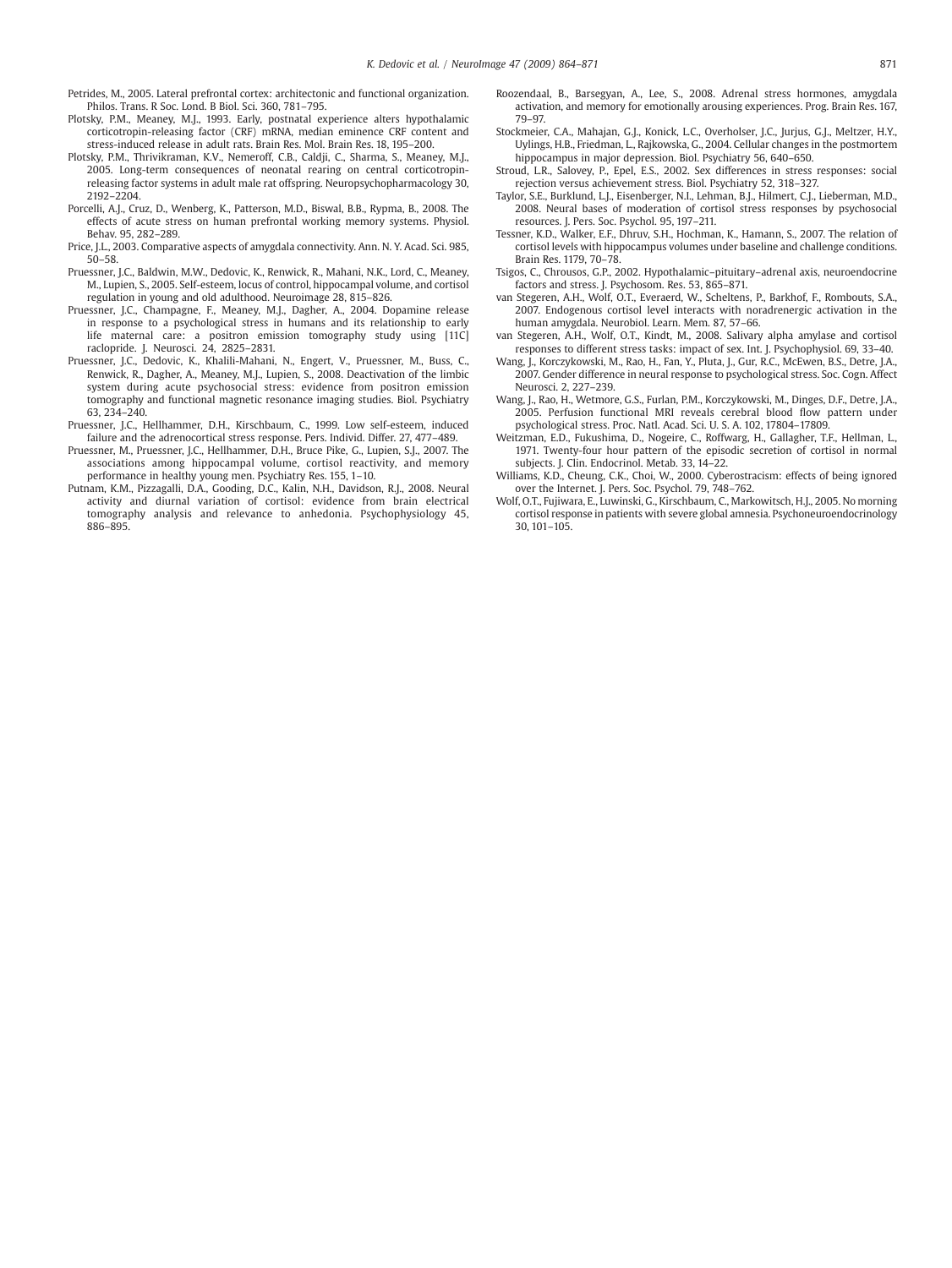Petrides, M., 2005. Lateral prefrontal cortex: architectonic and functional organization. Philos. Trans. R Soc. Lond. B Biol. Sci. 360, 781–795.

Plotsky, P.M., Meaney, M.J., 1993. Early, postnatal experience alters hypothalamic corticotropin-releasing factor (CRF) mRNA, median eminence CRF content and stress-induced release in adult rats. Brain Res. Mol. Brain Res. 18, 195–200.

Plotsky, P.M., Thrivikraman, K.V., Nemeroff, C.B., Caldji, C., Sharma, S., Meaney, M.J., 2005. Long-term consequences of neonatal rearing on central corticotropin-releasing factor systems in adult male rat offspring. Neuropsychopharmacology 30, 2192–2204.

Porcelli, A.J., Cruz, D., Wenberg, K., Patterson, M.D., Biswal, B.B., Rypma, B., 2008. The effects of acute stress on human prefrontal working memory systems. Physiol. Behav. 95, 282–289.

Price, J.L., 2003. Comparative aspects of amygdala connectivity. Ann. N. Y. Acad. Sci. 985, 50–58.

Pruessner, J.C., Baldwin, M.W., Dedovic, K., Renwick, R., Mahani, N.K., Lord, C., Meaney, M., Lupien, S., 2005. Self-esteem, locus of control, hippocampal volume, and cortisol regulation in young and old adulthood. Neuroimage 28, 815–826.

Pruessner, J.C., Champagne, F., Meaney, M.J., Dagher, A., 2004. Dopamine release in response to a psychological stress in humans and its relationship to early life maternal care: a positron emission tomography study using [11C] raclopride. J. Neurosci. 24, 2825–2831.

Pruessner, J.C., Dedovic, K., Khalili-Mahani, N., Engert, V., Pruessner, M., Buss, C., Renwick, R., Dagher, A., Meaney, M.J., Lupien, S., 2008. Deactivation of the limbic system during acute psychosocial stress: evidence from positron emission tomography and functional magnetic resonance imaging studies. Biol. Psychiatry 63, 234–240.

Pruessner, J.C., Hellhammer, D.H., Kirschbaum, C., 1999. Low self-esteem, induced failure and the adrenocortical stress response. Pers. Individ. Differ. 27, 477–489.

Pruessner, M., Pruessner, J.C., Hellhammer, D.H., Bruce Pike, G., Lupien, S.J., 2007. The associations among hippocampal volume, cortisol reactivity, and memory performance in healthy young men. Psychiatry Res. 155, 1–10.

Putnam, K.M., Pizzagalli, D.A., Gooding, D.C., Kalin, N.H., Davidson, R.J., 2008. Neural activity and diurnal variation of cortisol: evidence from brain electrical tomography analysis and relevance to anhedonia. Psychophysiology 45, 886–895.

Roozendaal, B., Barsegyan, A., Lee, S., 2008. Adrenal stress hormones, amygdala activation, and memory for emotionally arousing experiences. Prog. Brain Res. 167, 79–97.

Stockmeier, C.A., Mahajan, G.J., Konick, L.C., Overholser, J.C., Jurjus, G.J., Meltzer, H.Y., Uylings, H.B., Friedman, L., Rajkowska, G., 2004. Cellular changes in the postmortem hippocampus in major depression. Biol. Psychiatry 56, 640–650.

Stroud, L.R., Salovey, P., Epel, E.S., 2002. Sex differences in stress responses: social rejection versus achievement stress. Biol. Psychiatry 52, 318–327.

Taylor, S.E., Burklund, L.J., Eisenberger, N.I., Lehman, B.J., Hilmert, C.J., Lieberman, M.D., 2008. Neural bases of moderation of cortisol stress responses by psychosocial resources. J. Pers. Soc. Psychol. 95, 197–211.

Tessner, K.D., Walker, E.F., Dhruv, S.H., Hochman, K., Hamann, S., 2007. The relation of cortisol levels with hippocampus volumes under baseline and challenge conditions. Brain Res. 1179, 70–78.

Tsigos, C., Chrousos, G.P., 2002. Hypothalamic–pituitary–adrenal axis, neuroendocrine factors and stress. J. Psychosom. Res. 53, 865–871.

van Stegeren, A.H., Wolf, O.T., Everaerd, W., Scheltens, P., Barkhof, F., Rombouts, S.A., 2007. Endogenous cortisol level interacts with noradrenergic activation in the human amygdala. Neurobiol. Learn. Mem. 87, 57–66.

van Stegeren, A.H., Wolf, O.T., Kindt, M., 2008. Salivary alpha amylase and cortisol responses to different stress tasks: impact of sex. Int. J. Psychophysiol. 69, 33–40.

Wang, J., Korczykowski, M., Rao, H., Fan, Y., Pluta, J., Gur, R.C., McEwen, B.S., Detre, J.A., 2007. Gender difference in neural response to psychological stress. Soc. Cogn. Affect Neurosci. 2, 227–239.

Wang, J., Rao, H., Wetmore, G.S., Furlan, P.M., Korczykowski, M., Dinges, D.F., Detre, J.A., 2005. Perfusion functional MRI reveals cerebral blood flow pattern under psychological stress. Proc. Natl. Acad. Sci. U. S. A. 102, 17804–17809.

Weitzman, E.D., Fukushima, D., Nogeire, C., Roffwarg, H., Gallagher, T.F., Hellman, L., 1971. Twenty-four hour pattern of the episodic secretion of cortisol in normal subjects. J. Clin. Endocrinol. Metab. 33, 14–22.

Williams, K.D., Cheung, C.K., Choi, W., 2000. Cyberostracism: effects of being ignored over the Internet. J. Pers. Soc. Psychol. 79, 748–762.

Wolf, O.T., Fujiwara, E., Luwinski, G., Kirschbaum, C., Markowitsch, H.J., 2005. No morning cortisol response in patients with severe global amnesia. Psychoneuroendocrinology 30, 101–105.